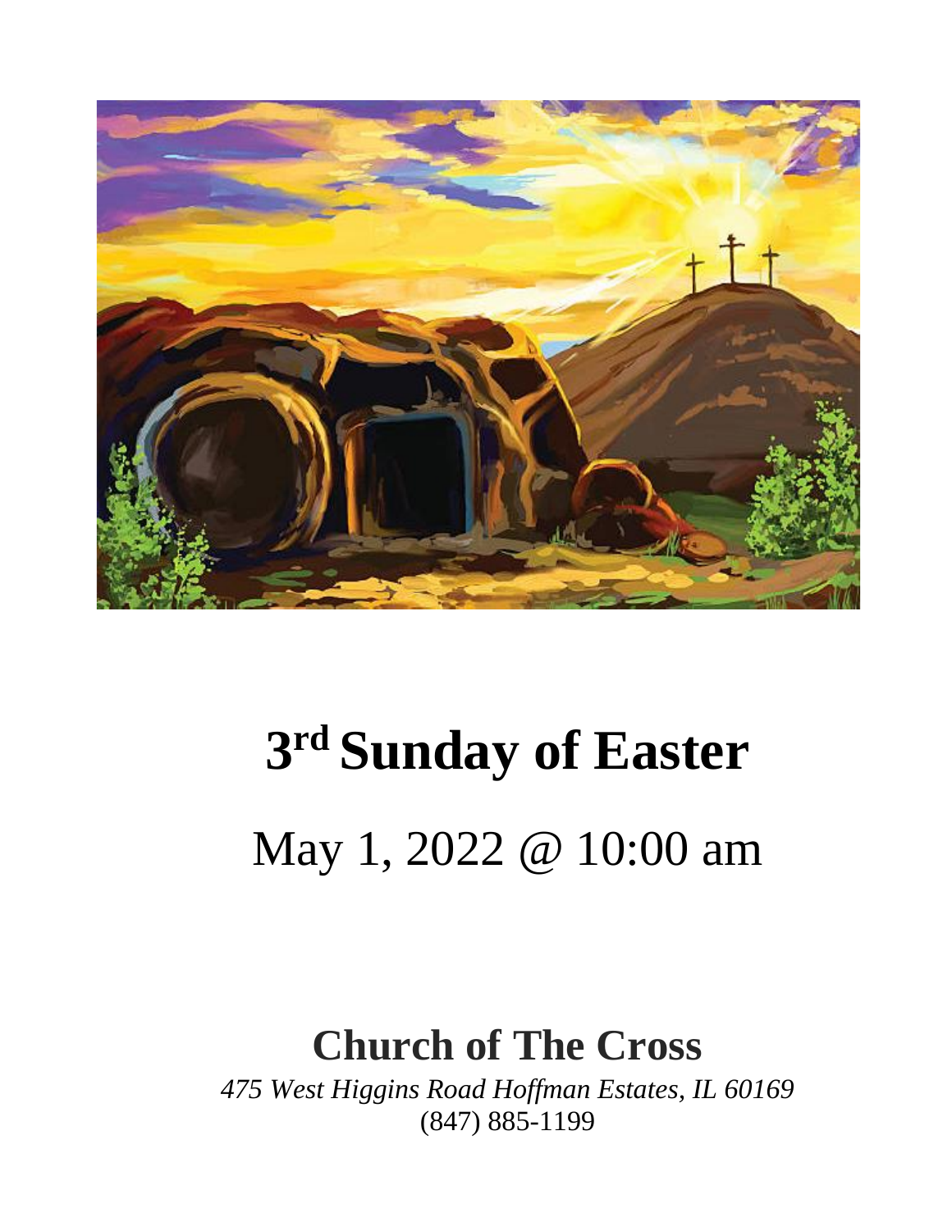# 3rd Sunday of Easter

May 1, 2022 @ 10:00 am

## Church of The Cross

*475 West Higgins Road Hoffman Estates, IL 60169*

(847) 885-1199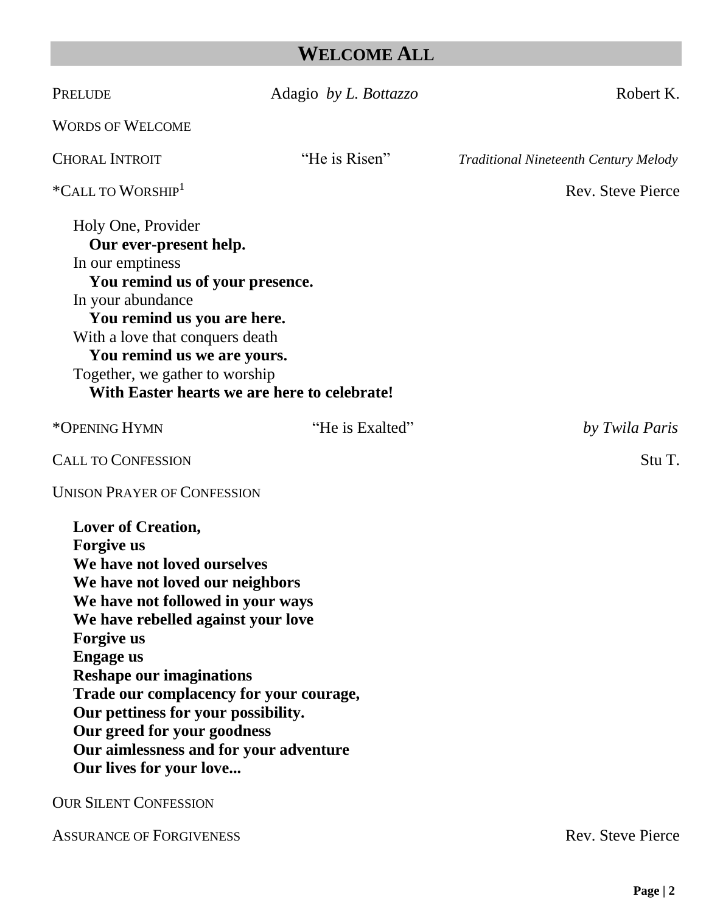## WELCOME ALL

PRELUDE Adagio *by L. Bottazzo* Robert K.

WORDS OF WELCOME

CHORAL INTROIT "He is Risen" *Traditional Nineteenth Century Melody*

*CALL TO WORSHIP[1] Rev. Steve Pierce

Holy One, Provider
**Our ever-present help.**
In our emptiness
**You remind us of your presence.**
In your abundance
**You remind us you are here.**
With a love that conquers death
**You remind us we are yours.**
Together, we gather to worship
**With Easter hearts we are here to celebrate!**

*OPENING HYMN "He is Exalted" *by Twila Paris*

CALL TO CONFESSION Stu T.

UNISON PRAYER OF CONFESSION

**Lover of Creation,**
**Forgive us**
**We have not loved ourselves**
**We have not loved our neighbors**
**We have not followed in your ways**
**We have rebelled against your love**
**Forgive us**
**Engage us**
**Reshape our imaginations**
**Trade our complacency for your courage,**
**Our pettiness for your possibility.**
**Our greed for your goodness**
**Our aimlessness and for your adventure**
**Our lives for your love...**

OUR SILENT CONFESSION

ASSURANCE OF FORGIVENESS Rev. Steve Pierce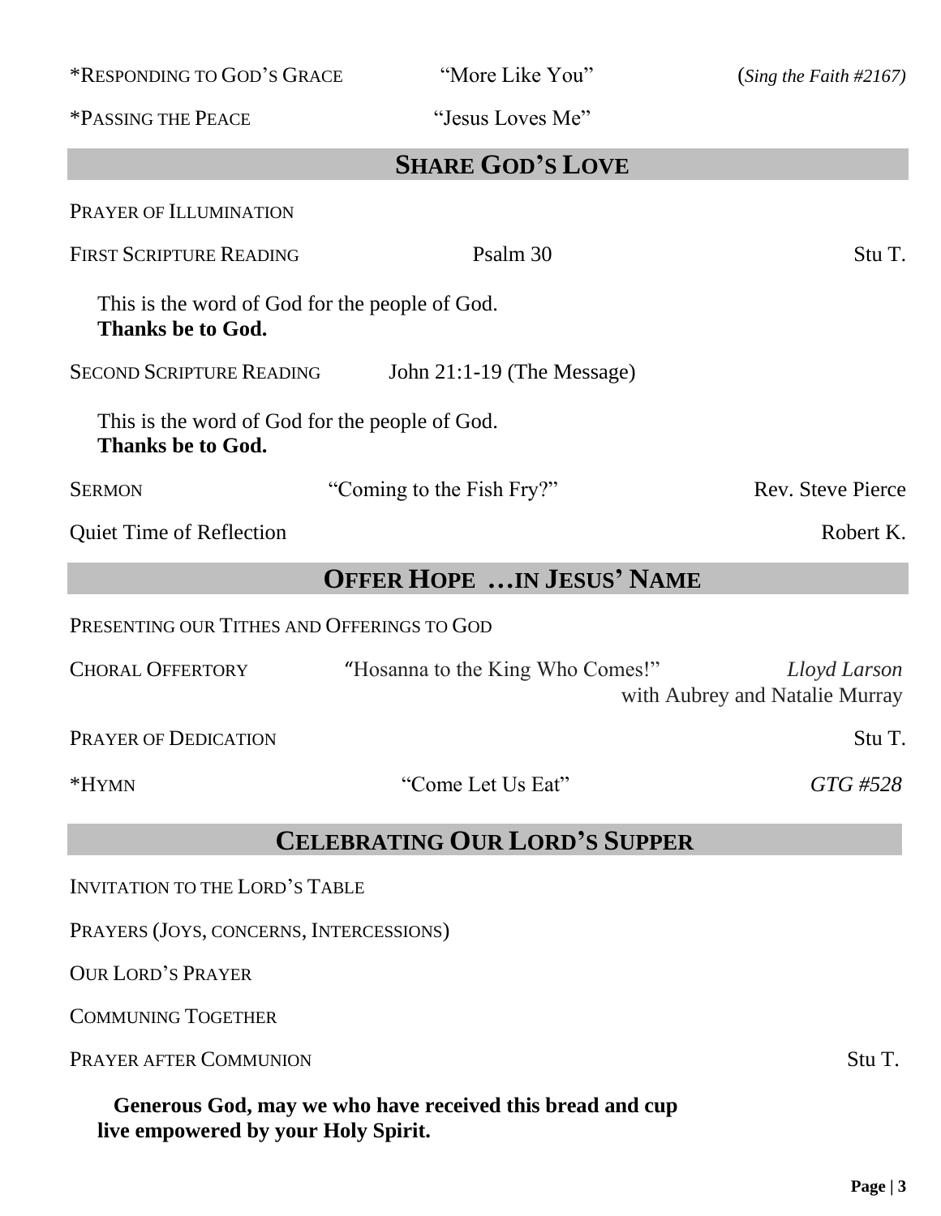*RESPONDING TO GOD'S GRACE "More Like You" (*Sing the Faith #2167)*

*PASSING THE PEACE "Jesus Loves Me"

## SHARE GOD'S LOVE

PRAYER OF ILLUMINATION

FIRST SCRIPTURE READING Psalm 30 Stu T.

This is the word of God for the people of God.
**Thanks be to God.**

SECOND SCRIPTURE READING John 21:1-19 (The Message)

This is the word of God for the people of God.
**Thanks be to God.**

SERMON "Coming to the Fish Fry?" Rev. Steve Pierce

Quiet Time of Reflection Robert K.

## OFFER HOPE …IN JESUS' NAME

PRESENTING OUR TITHES AND OFFERINGS TO GOD

CHORAL OFFERTORY "Hosanna to the King Who Comes!" *Lloyd Larson*
with Aubrey and Natalie Murray

PRAYER OF DEDICATION Stu T.

*HYMN "Come Let Us Eat" *GTG #528*

## CELEBRATING OUR LORD'S SUPPER

INVITATION TO THE LORD'S TABLE

PRAYERS (JOYS, CONCERNS, INTERCESSIONS)

OUR LORD'S PRAYER

COMMUNING TOGETHER

PRAYER AFTER COMMUNION Stu T.

**Generous God, may we who have received this bread and cup live empowered by your Holy Spirit.**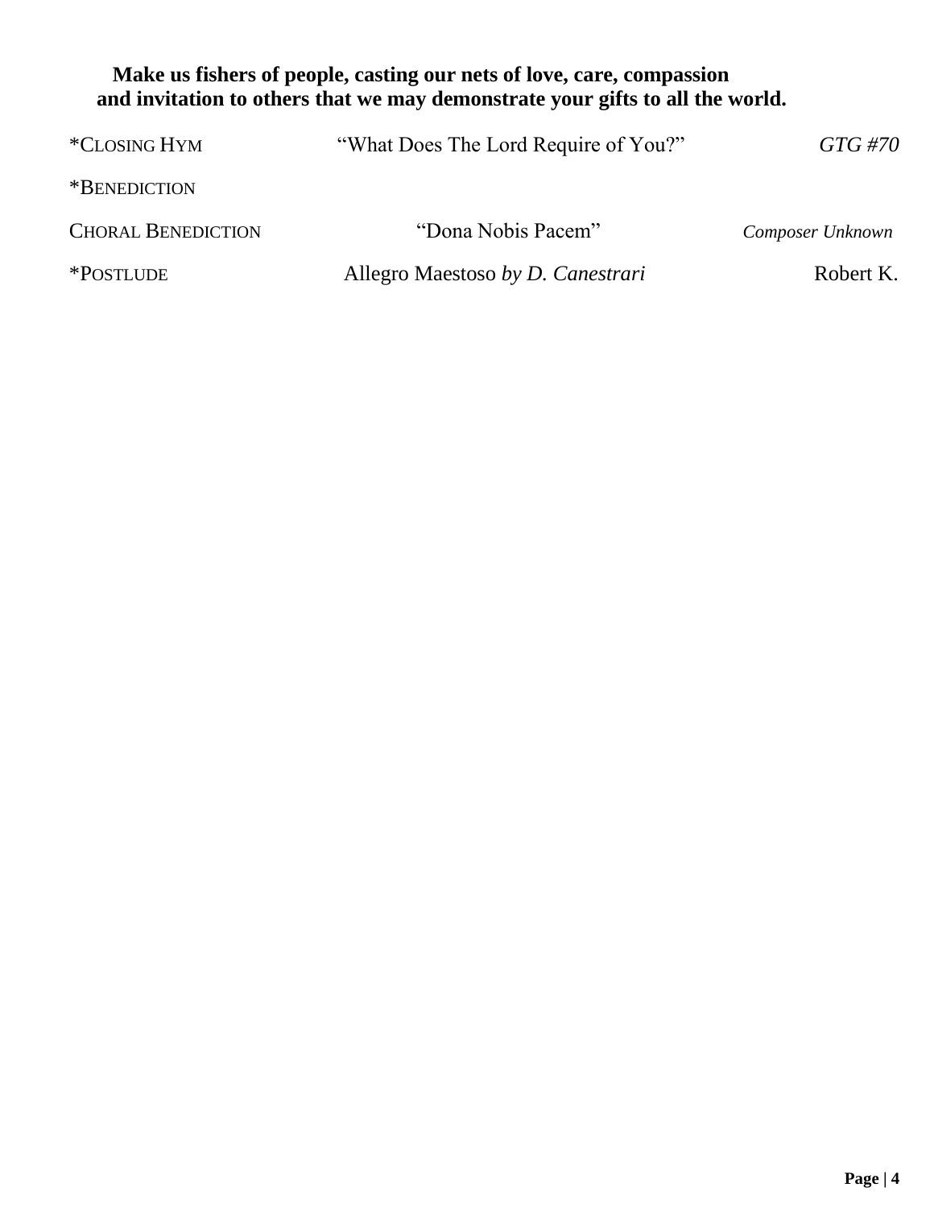**Make us fishers of people, casting our nets of love, care, compassion and invitation to others that we may demonstrate your gifts to all the world.**

*CLOSING HYM "What Does The Lord Require of You?" *GTG #70*

*BENEDICTION

CHORAL BENEDICTION "Dona Nobis Pacem" *Composer Unknown*

*POSTLUDE Allegro Maestoso *by D. Canestrari* Robert K.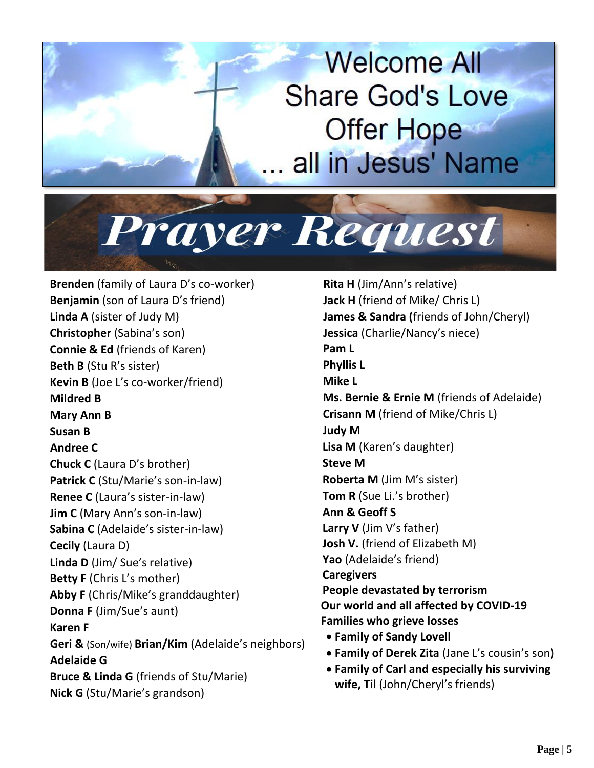Welcome All
Share God's Love
Offer Hope
... all in Jesus' Name

# Prayer Request

**Brenden** (family of Laura D's co-worker)
**Benjamin** (son of Laura D's friend)
**Linda A** (sister of Judy M)
**Christopher** (Sabina's son)
**Connie & Ed** (friends of Karen)
**Beth B** (Stu R's sister)
**Kevin B** (Joe L's co-worker/friend)
**Mildred B**
**Mary Ann B**
**Susan B**
**Andree C**
**Chuck C** (Laura D's brother)
**Patrick C** (Stu/Marie's son-in-law)
**Renee C** (Laura's sister-in-law)
**Jim C** (Mary Ann's son-in-law)
**Sabina C** (Adelaide's sister-in-law)
**Cecily** (Laura D)
**Linda D** (Jim/ Sue's relative)
**Betty F** (Chris L's mother)
**Abby F** (Chris/Mike's granddaughter)
**Donna F** (Jim/Sue's aunt)
**Karen F**
**Geri &** (Son/wife) **Brian/Kim** (Adelaide's neighbors)
**Adelaide G**
**Bruce & Linda G** (friends of Stu/Marie)
**Nick G** (Stu/Marie's grandson)
**Rita H** (Jim/Ann's relative)
**Jack H** (friend of Mike/ Chris L)
**James & Sandra (**friends of John/Cheryl)
**Jessica** (Charlie/Nancy's niece)
**Pam L**
**Phyllis L**
**Mike L**
**Ms. Bernie & Ernie M** (friends of Adelaide)
**Crisann M** (friend of Mike/Chris L)
**Judy M**
**Lisa M** (Karen's daughter)
**Steve M**
**Roberta M** (Jim M's sister)
**Tom R** (Sue Li.'s brother)
**Ann & Geoff S**
**Larry V** (Jim V's father)
**Josh V.** (friend of Elizabeth M)
**Yao** (Adelaide's friend)
**Caregivers**
**People devastated by terrorism**
**Our world and all affected by COVID-19**
**Families who grieve losses**

- **Family of Sandy Lovell**
- **Family of Derek Zita** (Jane L's cousin's son)
- **Family of Carl and especially his surviving wife, Til** (John/Cheryl's friends)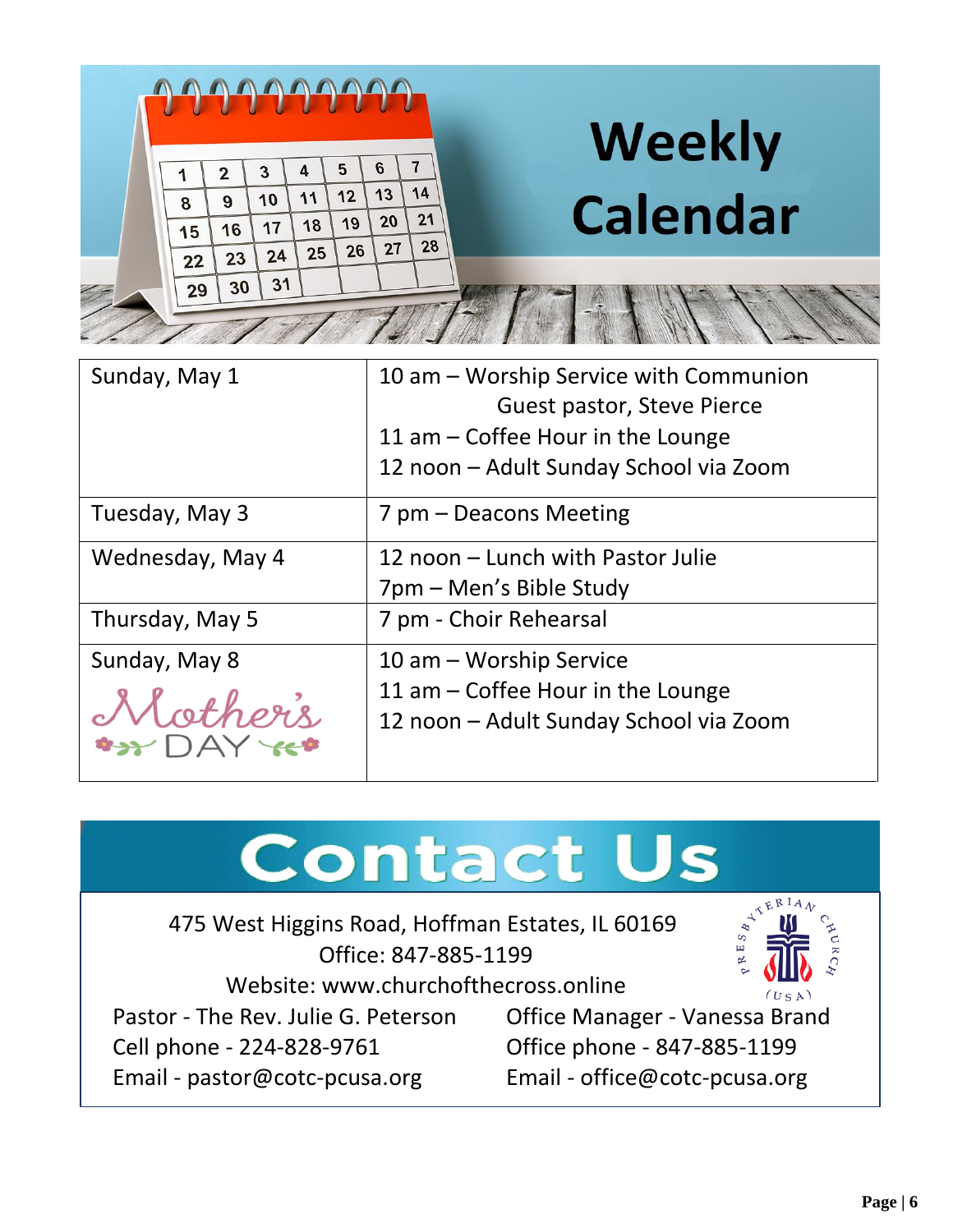# Weekly Calendar

| | |
|---|---|
| Sunday, May 1 | 10 am – Worship Service with Communion<br>Guest pastor, Steve Pierce<br>11 am – Coffee Hour in the Lounge<br>12 noon – Adult Sunday School via Zoom |
| Tuesday, May 3 | 7 pm – Deacons Meeting |
| Wednesday, May 4 | 12 noon – Lunch with Pastor Julie<br>7pm – Men's Bible Study |
| Thursday, May 5 | 7 pm - Choir Rehearsal |
| Sunday, May 8<br>Mother's DAY | 10 am – Worship Service<br>11 am – Coffee Hour in the Lounge<br>12 noon – Adult Sunday School via Zoom |

# Contact Us

475 West Higgins Road, Hoffman Estates, IL 60169
Office: 847-885-1199
Website: www.churchofthecross.online

Presbyterian Church (USA)

Pastor - The Rev. Julie G. Peterson
Cell phone - 224-828-9761
Email - pastor@cotc-pcusa.org

Office Manager - Vanessa Brand
Office phone - 847-885-1199
Email - office@cotc-pcusa.org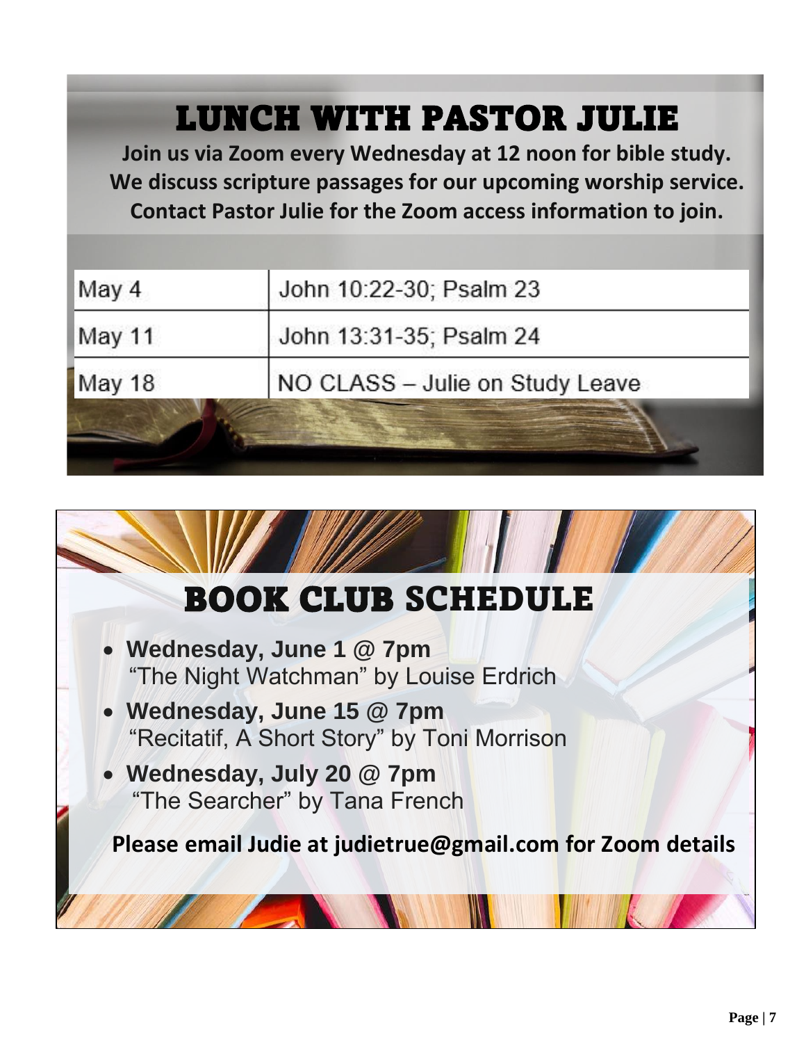# LUNCH WITH PASTOR JULIE

**Join us via Zoom every Wednesday at 12 noon for bible study.**
**We discuss scripture passages for our upcoming worship service.**
**Contact Pastor Julie for the Zoom access information to join.**

| | |
|---|---|
| May 4 | John 10:22-30; Psalm 23 |
| May 11 | John 13:31-35; Psalm 24 |
| May 18 | NO CLASS – Julie on Study Leave |

# BOOK CLUB SCHEDULE

- **Wednesday, June 1 @ 7pm**
  "The Night Watchman" by Louise Erdrich
- **Wednesday, June 15 @ 7pm**
  "Recitatif, A Short Story" by Toni Morrison
- **Wednesday, July 20 @ 7pm**
  "The Searcher" by Tana French

**Please email Judie at judietrue@gmail.com for Zoom details**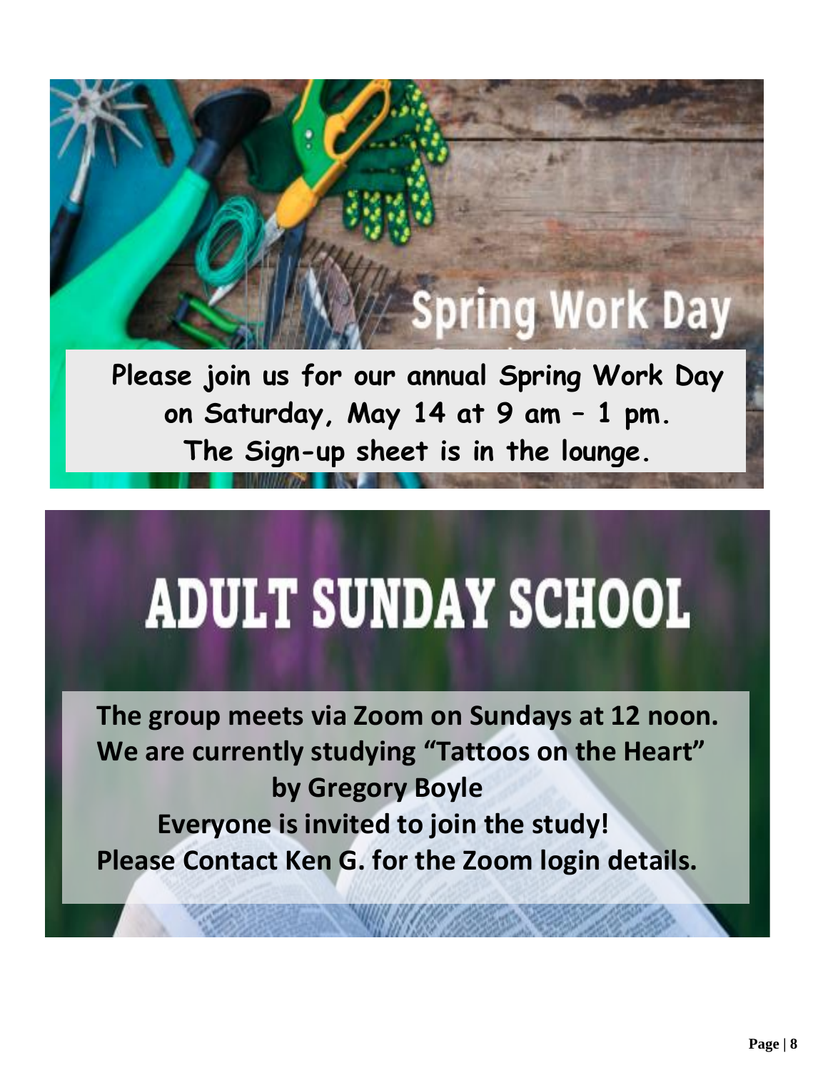## Spring Work Day

**Please join us for our annual Spring Work Day on Saturday, May 14 at 9 am – 1 pm.**
**The Sign-up sheet is in the lounge.**

# ADULT SUNDAY SCHOOL

**The group meets via Zoom on Sundays at 12 noon.**
**We are currently studying "Tattoos on the Heart" by Gregory Boyle**
**Everyone is invited to join the study!**
**Please Contact Ken G. for the Zoom login details.**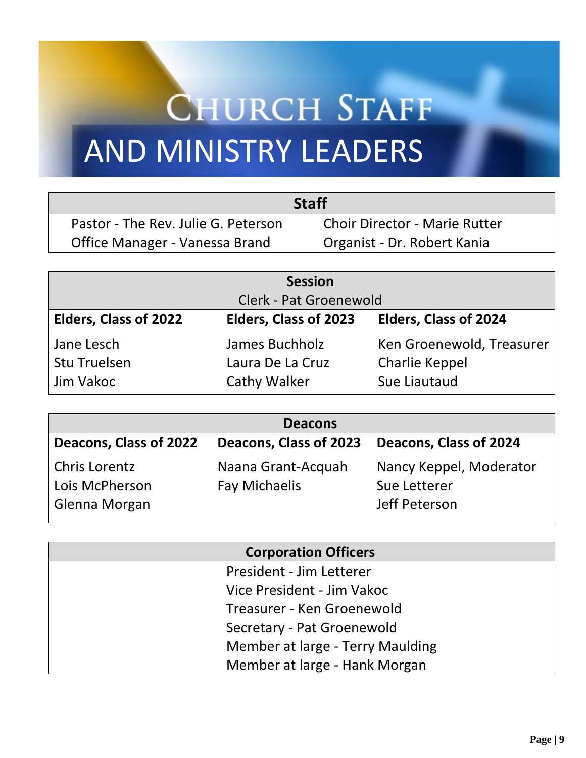# CHURCH STAFF AND MINISTRY LEADERS

| Staff | |
| --- | --- |
| Pastor - The Rev. Julie G. Peterson | Choir Director - Marie Rutter |
| Office Manager - Vanessa Brand | Organist - Dr. Robert Kania |

**Session**

Clerk - Pat Groenewold

| Elders, Class of 2022 | Elders, Class of 2023 | Elders, Class of 2024 |
| --- | --- | --- |
| Jane Lesch | James Buchholz | Ken Groenewold, Treasurer |
| Stu Truelsen | Laura De La Cruz | Charlie Keppel |
| Jim Vakoc | Cathy Walker | Sue Liautaud |

**Deacons**

| Deacons, Class of 2022 | Deacons, Class of 2023 | Deacons, Class of 2024 |
| --- | --- | --- |
| Chris Lorentz | Naana Grant-Acquah | Nancy Keppel, Moderator |
| Lois McPherson | Fay Michaelis | Sue Letterer |
| Glenna Morgan | | Jeff Peterson |

| Corporation Officers |
| --- |
| President - Jim Letterer |
| Vice President - Jim Vakoc |
| Treasurer - Ken Groenewold |
| Secretary - Pat Groenewold |
| Member at large - Terry Maulding |
| Member at large - Hank Morgan |